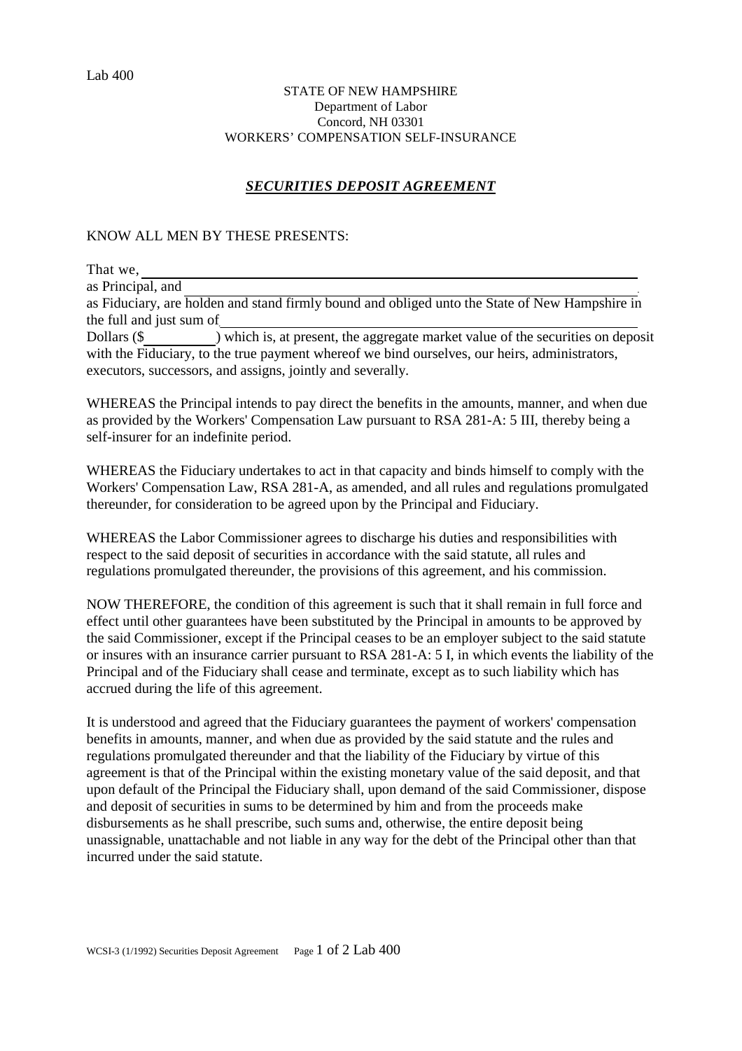Lab 400

STATE OF NEW HAMPSHIRE
Department of Labor
Concord, NH 03301
WORKERS' COMPENSATION SELF-INSURANCE

## ***SECURITIES DEPOSIT AGREEMENT***

KNOW ALL MEN BY THESE PRESENTS:

That we, ____________________________________________________________

as Principal, and ____________________________________________________________

as Fiduciary, are holden and stand firmly bound and obliged unto the State of New Hampshire in the full and just sum of ____________________________________________________________

Dollars ($__________) which is, at present, the aggregate market value of the securities on deposit with the Fiduciary, to the true payment whereof we bind ourselves, our heirs, administrators, executors, successors, and assigns, jointly and severally.

WHEREAS the Principal intends to pay direct the benefits in the amounts, manner, and when due as provided by the Workers' Compensation Law pursuant to RSA 281-A: 5 III, thereby being a self-insurer for an indefinite period.

WHEREAS the Fiduciary undertakes to act in that capacity and binds himself to comply with the Workers' Compensation Law, RSA 281-A, as amended, and all rules and regulations promulgated thereunder, for consideration to be agreed upon by the Principal and Fiduciary.

WHEREAS the Labor Commissioner agrees to discharge his duties and responsibilities with respect to the said deposit of securities in accordance with the said statute, all rules and regulations promulgated thereunder, the provisions of this agreement, and his commission.

NOW THEREFORE, the condition of this agreement is such that it shall remain in full force and effect until other guarantees have been substituted by the Principal in amounts to be approved by the said Commissioner, except if the Principal ceases to be an employer subject to the said statute or insures with an insurance carrier pursuant to RSA 281-A: 5 I, in which events the liability of the Principal and of the Fiduciary shall cease and terminate, except as to such liability which has accrued during the life of this agreement.

It is understood and agreed that the Fiduciary guarantees the payment of workers' compensation benefits in amounts, manner, and when due as provided by the said statute and the rules and regulations promulgated thereunder and that the liability of the Fiduciary by virtue of this agreement is that of the Principal within the existing monetary value of the said deposit, and that upon default of the Principal the Fiduciary shall, upon demand of the said Commissioner, dispose and deposit of securities in sums to be determined by him and from the proceeds make disbursements as he shall prescribe, such sums and, otherwise, the entire deposit being unassignable, unattachable and not liable in any way for the debt of the Principal other than that incurred under the said statute.

WCSI-3 (1/1992) Securities Deposit Agreement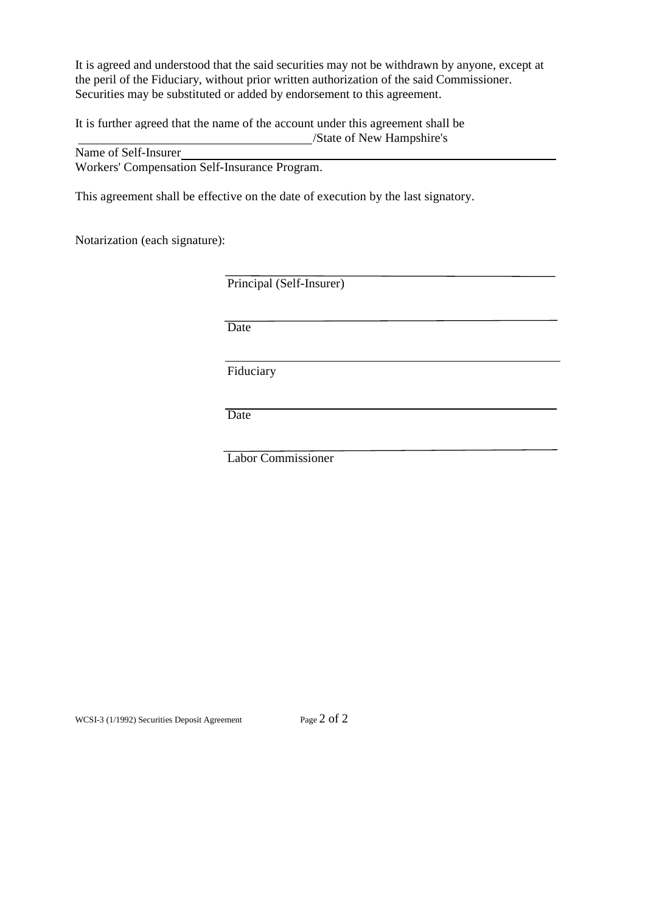It is agreed and understood that the said securities may not be withdrawn by anyone, except at the peril of the Fiduciary, without prior written authorization of the said Commissioner. Securities may be substituted or added by endorsement to this agreement.

It is further agreed that the name of the account under this agreement shall be
______________________________________/State of New Hampshire's

Name of Self-Insurer________________________________________________________________
Workers' Compensation Self-Insurance Program.

This agreement shall be effective on the date of execution by the last signatory.

Notarization (each signature):

______________________________________________
Principal (Self-Insurer)

______________________________________________
Date

______________________________________________
Fiduciary

______________________________________________
Date

______________________________________________
Labor Commissioner

WCSI-3 (1/1992) Securities Deposit Agreement